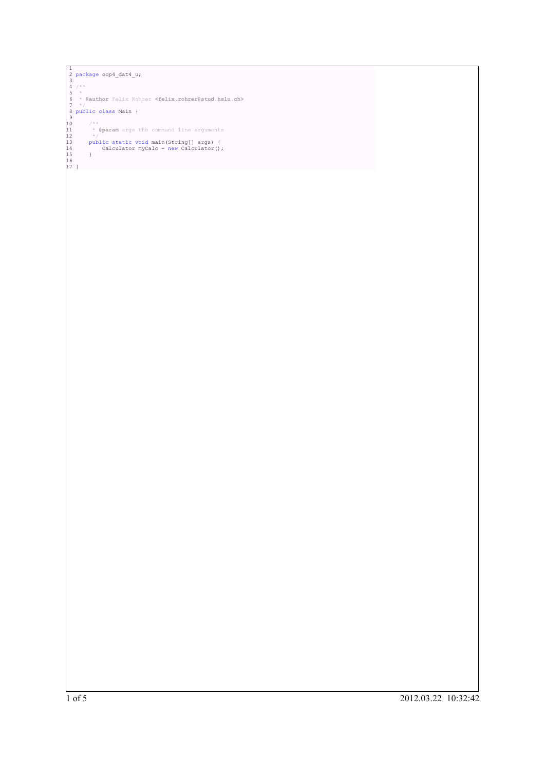```java
package oop4_dat4_u;

/**
 *
 * @author Felix Rohrer <felix.rohrer@stud.hslu.ch>
 */
public class Main {

    /**
     * @param args the command line arguments
     */
    public static void main(String[] args) {
        Calculator myCalc = new Calculator();
    }

}
```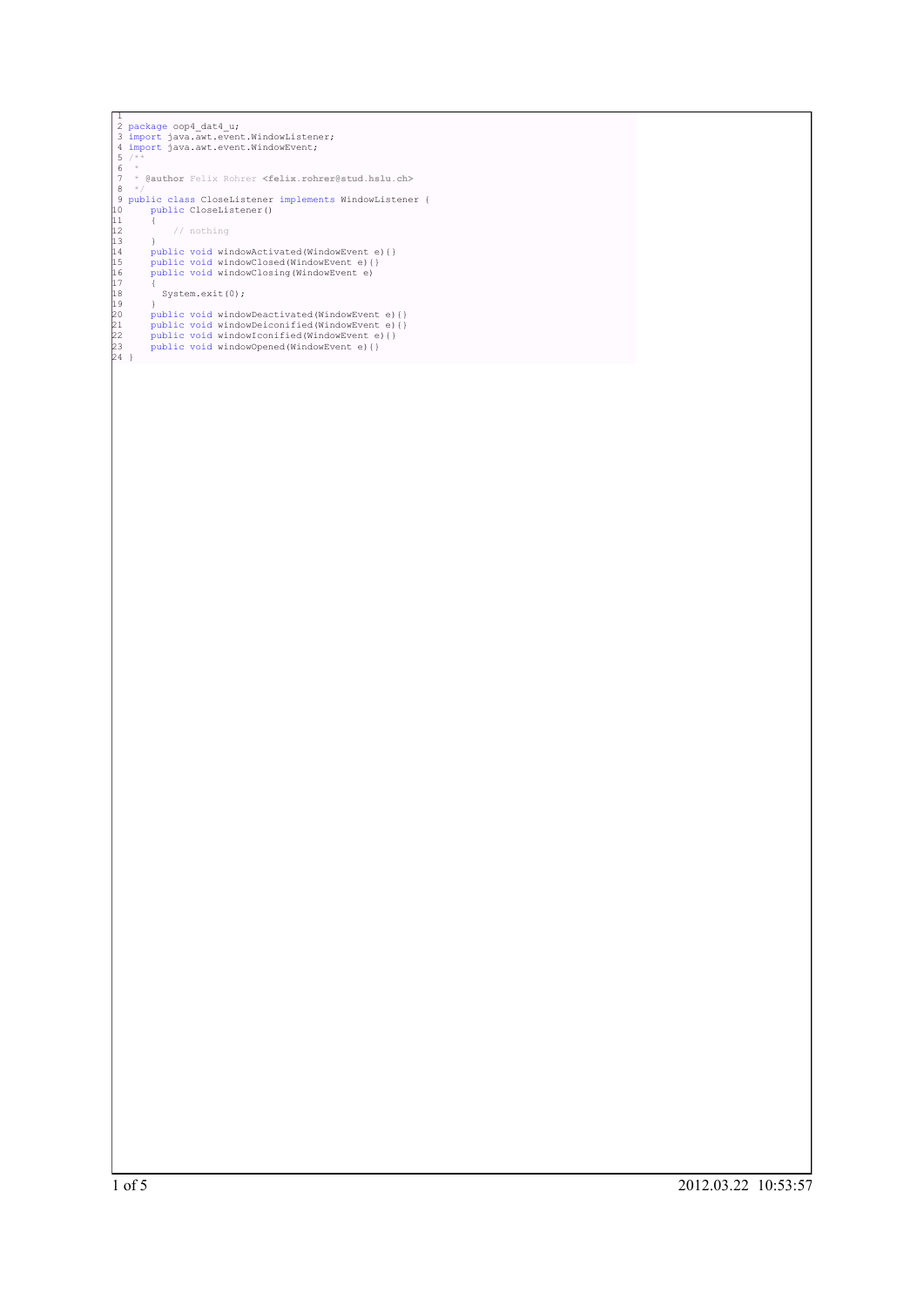```java

package oop4_dat4_u;
import java.awt.event.WindowListener;
import java.awt.event.WindowEvent;
/**
 *
 * @author Felix Rohrer <felix.rohrer@stud.hslu.ch>
 */
public class CloseListener implements WindowListener {
    public CloseListener()
    {
        // nothing
    }
    public void windowActivated(WindowEvent e){}
    public void windowClosed(WindowEvent e){}
    public void windowClosing(WindowEvent e)
    {
      System.exit(0);
    }
    public void windowDeactivated(WindowEvent e){}
    public void windowDeiconified(WindowEvent e){}
    public void windowIconified(WindowEvent e){}
    public void windowOpened(WindowEvent e){}
}
```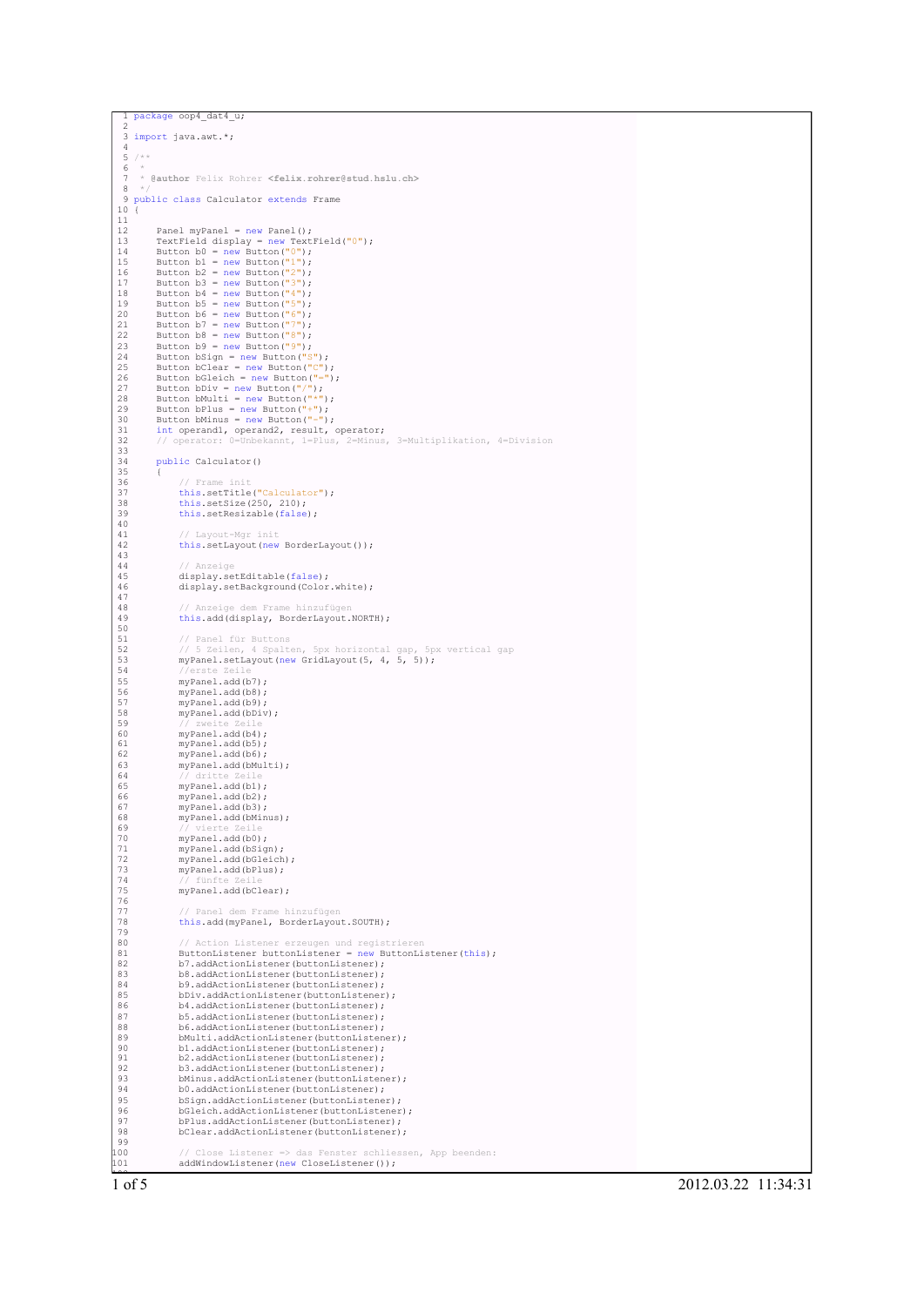```java
package oop4_dat4_u;

import java.awt.*;

/**
 *
 * @author Felix Rohrer <felix.rohrer@stud.hslu.ch>
 */
public class Calculator extends Frame
{

    Panel myPanel = new Panel();
    TextField display = new TextField("0");
    Button b0 = new Button("0");
    Button b1 = new Button("1");
    Button b2 = new Button("2");
    Button b3 = new Button("3");
    Button b4 = new Button("4");
    Button b5 = new Button("5");
    Button b6 = new Button("6");
    Button b7 = new Button("7");
    Button b8 = new Button("8");
    Button b9 = new Button("9");
    Button bSign = new Button("S");
    Button bClear = new Button("C");
    Button bGleich = new Button("=");
    Button bDiv = new Button("/");
    Button bMulti = new Button("*");
    Button bPlus = new Button("+");
    Button bMinus = new Button("-");
    int operand1, operand2, result, operator;
    // operator: 0=Unbekannt, 1=Plus, 2=Minus, 3=Multiplikation, 4=Division

    public Calculator()
    {
        // Frame init
        this.setTitle("Calculator");
        this.setSize(250, 210);
        this.setResizable(false);

        // Layout-Mgr init
        this.setLayout(new BorderLayout());

        // Anzeige
        display.setEditable(false);
        display.setBackground(Color.white);

        // Anzeige dem Frame hinzufügen
        this.add(display, BorderLayout.NORTH);

        // Panel für Buttons
        // 5 Zeilen, 4 Spalten, 5px horizontal gap, 5px vertical gap
        myPanel.setLayout(new GridLayout(5, 4, 5, 5));
        //erste Zeile
        myPanel.add(b7);
        myPanel.add(b8);
        myPanel.add(b9);
        myPanel.add(bDiv);
        // zweite Zeile
        myPanel.add(b4);
        myPanel.add(b5);
        myPanel.add(b6);
        myPanel.add(bMulti);
        // dritte Zeile
        myPanel.add(b1);
        myPanel.add(b2);
        myPanel.add(b3);
        myPanel.add(bMinus);
        // vierte Zeile
        myPanel.add(b0);
        myPanel.add(bSign);
        myPanel.add(bGleich);
        myPanel.add(bPlus);
        // fünfte Zeile
        myPanel.add(bClear);

        // Panel dem Frame hinzufügen
        this.add(myPanel, BorderLayout.SOUTH);

        // Action Listener erzeugen und registrieren
        ButtonListener buttonListener = new ButtonListener(this);
        b7.addActionListener(buttonListener);
        b8.addActionListener(buttonListener);
        b9.addActionListener(buttonListener);
        bDiv.addActionListener(buttonListener);
        b4.addActionListener(buttonListener);
        b5.addActionListener(buttonListener);
        b6.addActionListener(buttonListener);
        bMulti.addActionListener(buttonListener);
        b1.addActionListener(buttonListener);
        b2.addActionListener(buttonListener);
        b3.addActionListener(buttonListener);
        bMinus.addActionListener(buttonListener);
        b0.addActionListener(buttonListener);
        bSign.addActionListener(buttonListener);
        bGleich.addActionListener(buttonListener);
        bPlus.addActionListener(buttonListener);
        bClear.addActionListener(buttonListener);

        // Close Listener => das Fenster schliessen, App beenden:
        addWindowListener(new CloseListener());
```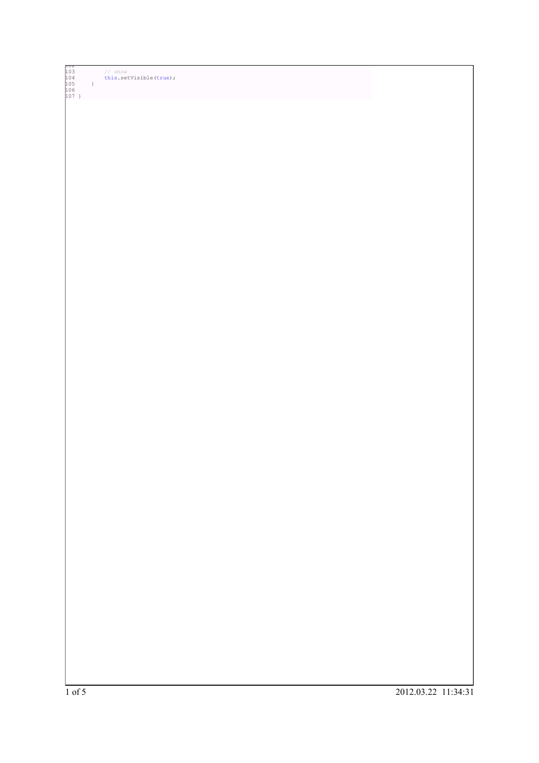```
102
103         // show
104         this.setVisible(true);
105     }
106
107 }
```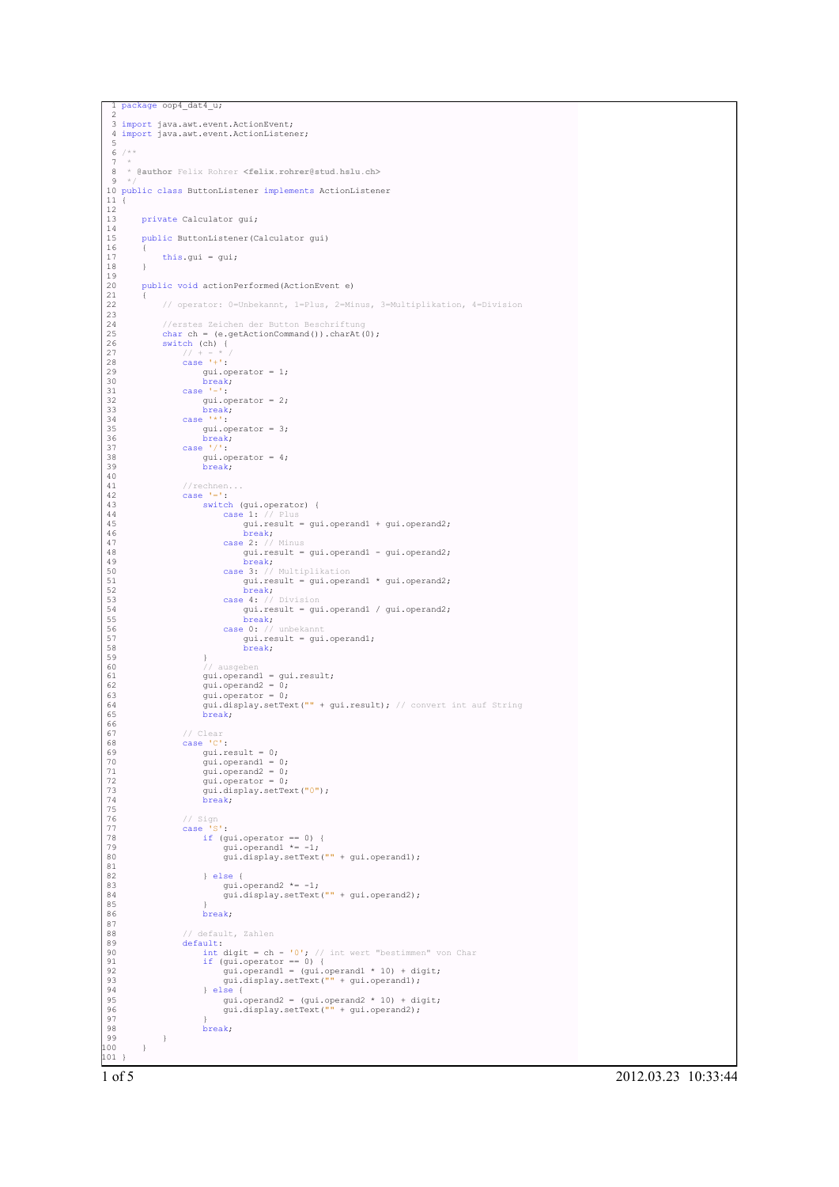```java
package oop4_dat4_u;

import java.awt.event.ActionEvent;
import java.awt.event.ActionListener;

/**
 *
 * @author Felix Rohrer <felix.rohrer@stud.hslu.ch>
 */
public class ButtonListener implements ActionListener
{

    private Calculator gui;

    public ButtonListener(Calculator gui)
    {
        this.gui = gui;
    }

    public void actionPerformed(ActionEvent e)
    {
        // operator: 0=Unbekannt, 1=Plus, 2=Minus, 3=Multiplikation, 4=Division

        //erstes Zeichen der Button Beschriftung
        char ch = (e.getActionCommand()).charAt(0);
        switch (ch) {
            // + - * /
            case '+':
                gui.operator = 1;
                break;
            case '-':
                gui.operator = 2;
                break;
            case '*':
                gui.operator = 3;
                break;
            case '/':
                gui.operator = 4;
                break;

            //rechnen...
            case '=':
                switch (gui.operator) {
                    case 1: // Plus
                        gui.result = gui.operand1 + gui.operand2;
                        break;
                    case 2: // Minus
                        gui.result = gui.operand1 - gui.operand2;
                        break;
                    case 3: // Multiplikation
                        gui.result = gui.operand1 * gui.operand2;
                        break;
                    case 4: // Division
                        gui.result = gui.operand1 / gui.operand2;
                        break;
                    case 0: // unbekannt
                        gui.result = gui.operand1;
                        break;
                }
                // ausgeben
                gui.operand1 = gui.result;
                gui.operand2 = 0;
                gui.operator = 0;
                gui.display.setText("" + gui.result); // convert int auf String
                break;

            // Clear
            case 'C':
                gui.result = 0;
                gui.operand1 = 0;
                gui.operand2 = 0;
                gui.operator = 0;
                gui.display.setText("0");
                break;

            // Sign
            case 'S':
                if (gui.operator == 0) {
                    gui.operand1 *= -1;
                    gui.display.setText("" + gui.operand1);

                } else {
                    gui.operand2 *= -1;
                    gui.display.setText("" + gui.operand2);
                }
                break;

            // default, Zahlen
            default:
                int digit = ch - '0'; // int wert "bestimmen" von Char
                if (gui.operator == 0) {
                    gui.operand1 = (gui.operand1 * 10) + digit;
                    gui.display.setText("" + gui.operand1);
                } else {
                    gui.operand2 = (gui.operand2 * 10) + digit;
                    gui.display.setText("" + gui.operand2);
                }
                break;
        }
    }
}
```